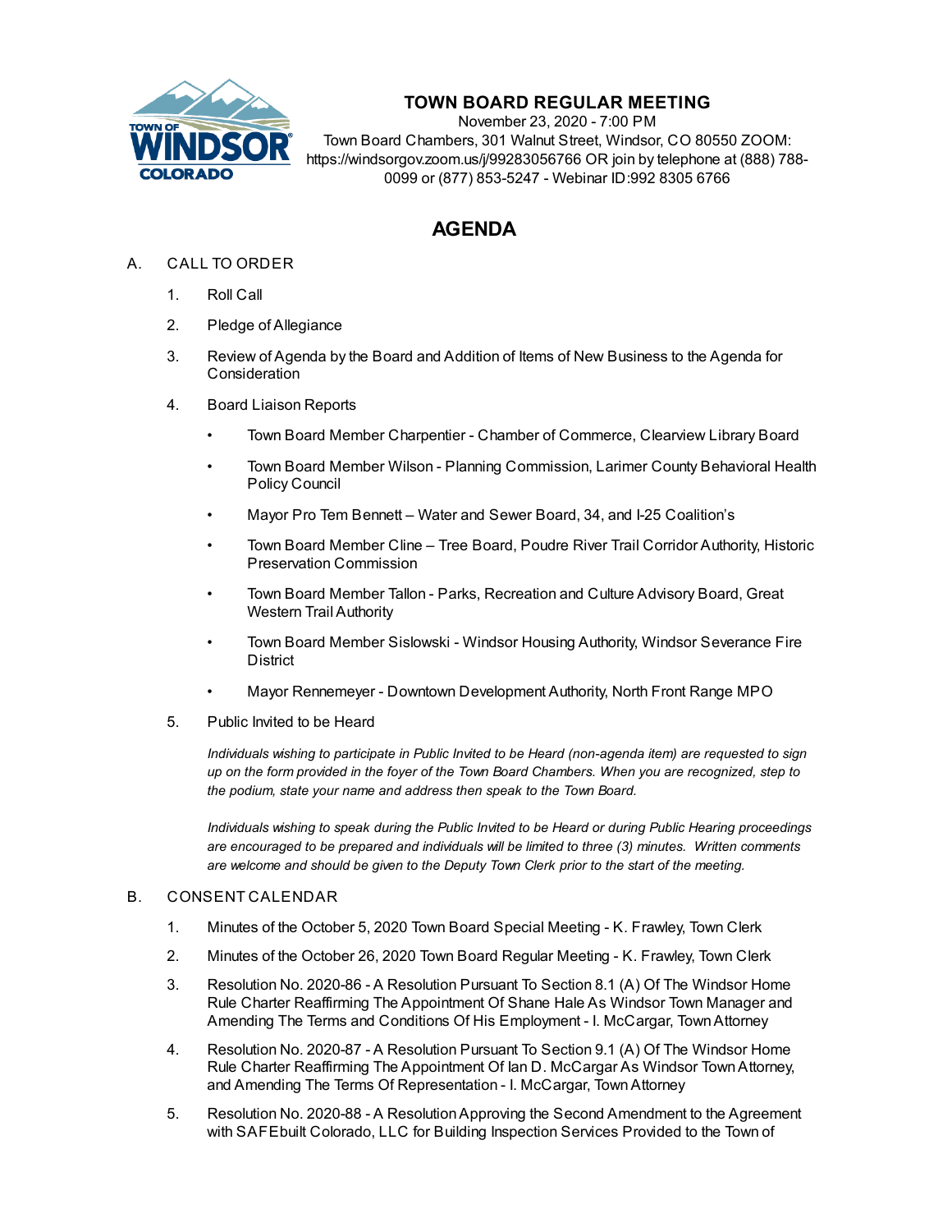# TOWN BOARD REGULAR MEETING

November 23, 2020 - 7:00 PM
Town Board Chambers, 301 Walnut Street, Windsor, CO 80550 ZOOM: https://windsorgov.zoom.us/j/99283056766 OR join by telephone at (888) 788-0099 or (877) 853-5247 - Webinar ID:992 8305 6766

## AGENDA

A. CALL TO ORDER

1. Roll Call
2. Pledge of Allegiance
3. Review of Agenda by the Board and Addition of Items of New Business to the Agenda for Consideration
4. Board Liaison Reports
   - Town Board Member Charpentier - Chamber of Commerce, Clearview Library Board
   - Town Board Member Wilson - Planning Commission, Larimer County Behavioral Health Policy Council
   - Mayor Pro Tem Bennett – Water and Sewer Board, 34, and I-25 Coalition's
   - Town Board Member Cline – Tree Board, Poudre River Trail Corridor Authority, Historic Preservation Commission
   - Town Board Member Tallon - Parks, Recreation and Culture Advisory Board, Great Western Trail Authority
   - Town Board Member Sislowski - Windsor Housing Authority, Windsor Severance Fire District
   - Mayor Rennemeyer - Downtown Development Authority, North Front Range MPO
5. Public Invited to be Heard

   *Individuals wishing to participate in Public Invited to be Heard (non-agenda item) are requested to sign up on the form provided in the foyer of the Town Board Chambers. When you are recognized, step to the podium, state your name and address then speak to the Town Board.*

   *Individuals wishing to speak during the Public Invited to be Heard or during Public Hearing proceedings are encouraged to be prepared and individuals will be limited to three (3) minutes. Written comments are welcome and should be given to the Deputy Town Clerk prior to the start of the meeting.*

B. CONSENT CALENDAR

1. Minutes of the October 5, 2020 Town Board Special Meeting - K. Frawley, Town Clerk
2. Minutes of the October 26, 2020 Town Board Regular Meeting - K. Frawley, Town Clerk
3. Resolution No. 2020-86 - A Resolution Pursuant To Section 8.1 (A) Of The Windsor Home Rule Charter Reaffirming The Appointment Of Shane Hale As Windsor Town Manager and Amending The Terms and Conditions Of His Employment - I. McCargar, Town Attorney
4. Resolution No. 2020-87 - A Resolution Pursuant To Section 9.1 (A) Of The Windsor Home Rule Charter Reaffirming The Appointment Of Ian D. McCargar As Windsor Town Attorney, and Amending The Terms Of Representation - I. McCargar, Town Attorney
5. Resolution No. 2020-88 - A Resolution Approving the Second Amendment to the Agreement with SAFEbuilt Colorado, LLC for Building Inspection Services Provided to the Town of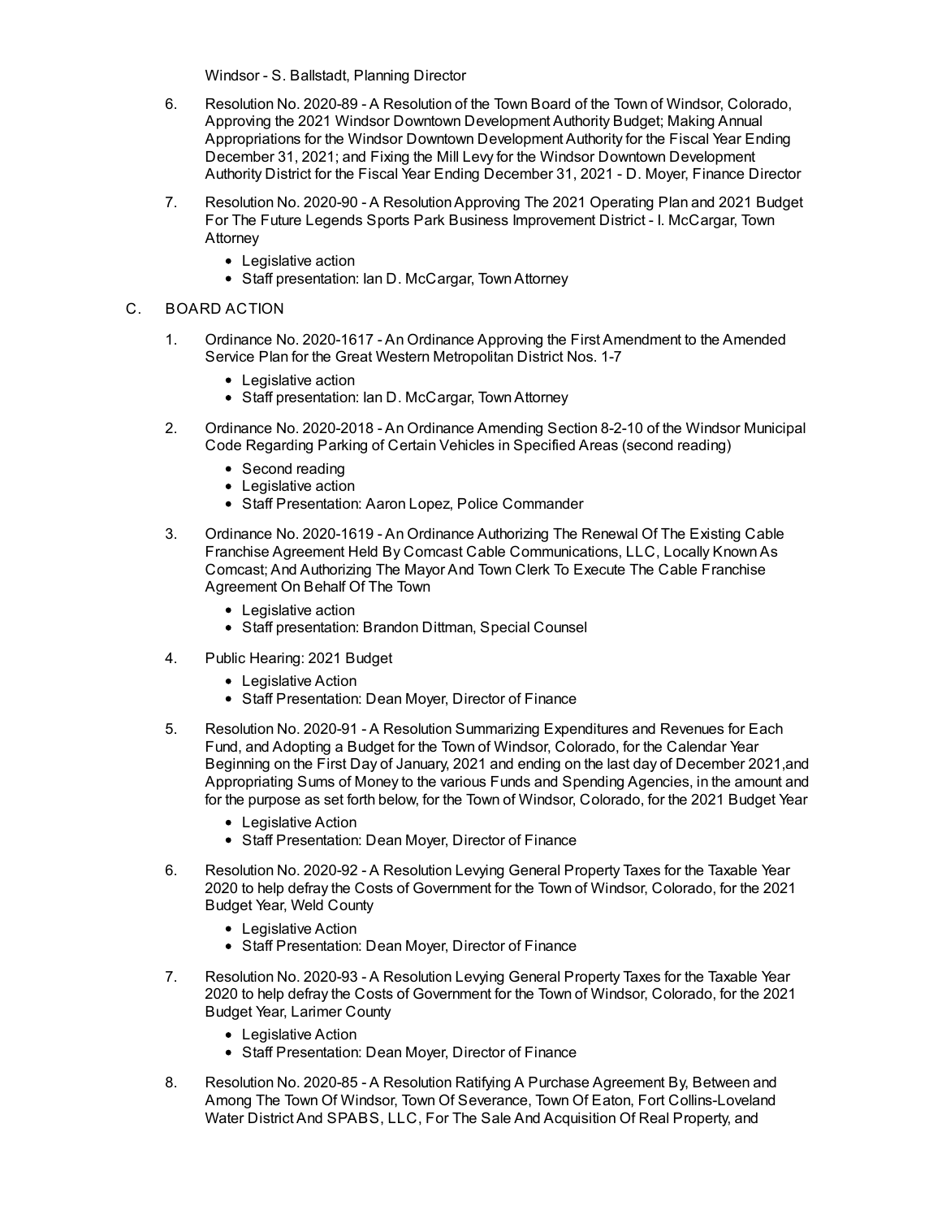Windsor - S. Ballstadt, Planning Director

6. Resolution No. 2020-89 - A Resolution of the Town Board of the Town of Windsor, Colorado, Approving the 2021 Windsor Downtown Development Authority Budget; Making Annual Appropriations for the Windsor Downtown Development Authority for the Fiscal Year Ending December 31, 2021; and Fixing the Mill Levy for the Windsor Downtown Development Authority District for the Fiscal Year Ending December 31, 2021 - D. Moyer, Finance Director

7. Resolution No. 2020-90 - A Resolution Approving The 2021 Operating Plan and 2021 Budget For The Future Legends Sports Park Business Improvement District - I. McCargar, Town Attorney
   - Legislative action
   - Staff presentation: Ian D. McCargar, Town Attorney

C. BOARD ACTION

1. Ordinance No. 2020-1617 - An Ordinance Approving the First Amendment to the Amended Service Plan for the Great Western Metropolitan District Nos. 1-7
   - Legislative action
   - Staff presentation: Ian D. McCargar, Town Attorney

2. Ordinance No. 2020-2018 - An Ordinance Amending Section 8-2-10 of the Windsor Municipal Code Regarding Parking of Certain Vehicles in Specified Areas (second reading)
   - Second reading
   - Legislative action
   - Staff Presentation: Aaron Lopez, Police Commander

3. Ordinance No. 2020-1619 - An Ordinance Authorizing The Renewal Of The Existing Cable Franchise Agreement Held By Comcast Cable Communications, LLC, Locally Known As Comcast; And Authorizing The Mayor And Town Clerk To Execute The Cable Franchise Agreement On Behalf Of The Town
   - Legislative action
   - Staff presentation: Brandon Dittman, Special Counsel

4. Public Hearing: 2021 Budget
   - Legislative Action
   - Staff Presentation: Dean Moyer, Director of Finance

5. Resolution No. 2020-91 - A Resolution Summarizing Expenditures and Revenues for Each Fund, and Adopting a Budget for the Town of Windsor, Colorado, for the Calendar Year Beginning on the First Day of January, 2021 and ending on the last day of December 2021,and Appropriating Sums of Money to the various Funds and Spending Agencies, in the amount and for the purpose as set forth below, for the Town of Windsor, Colorado, for the 2021 Budget Year
   - Legislative Action
   - Staff Presentation: Dean Moyer, Director of Finance

6. Resolution No. 2020-92 - A Resolution Levying General Property Taxes for the Taxable Year 2020 to help defray the Costs of Government for the Town of Windsor, Colorado, for the 2021 Budget Year, Weld County
   - Legislative Action
   - Staff Presentation: Dean Moyer, Director of Finance

7. Resolution No. 2020-93 - A Resolution Levying General Property Taxes for the Taxable Year 2020 to help defray the Costs of Government for the Town of Windsor, Colorado, for the 2021 Budget Year, Larimer County
   - Legislative Action
   - Staff Presentation: Dean Moyer, Director of Finance

8. Resolution No. 2020-85 - A Resolution Ratifying A Purchase Agreement By, Between and Among The Town Of Windsor, Town Of Severance, Town Of Eaton, Fort Collins-Loveland Water District And SPABS, LLC, For The Sale And Acquisition Of Real Property, and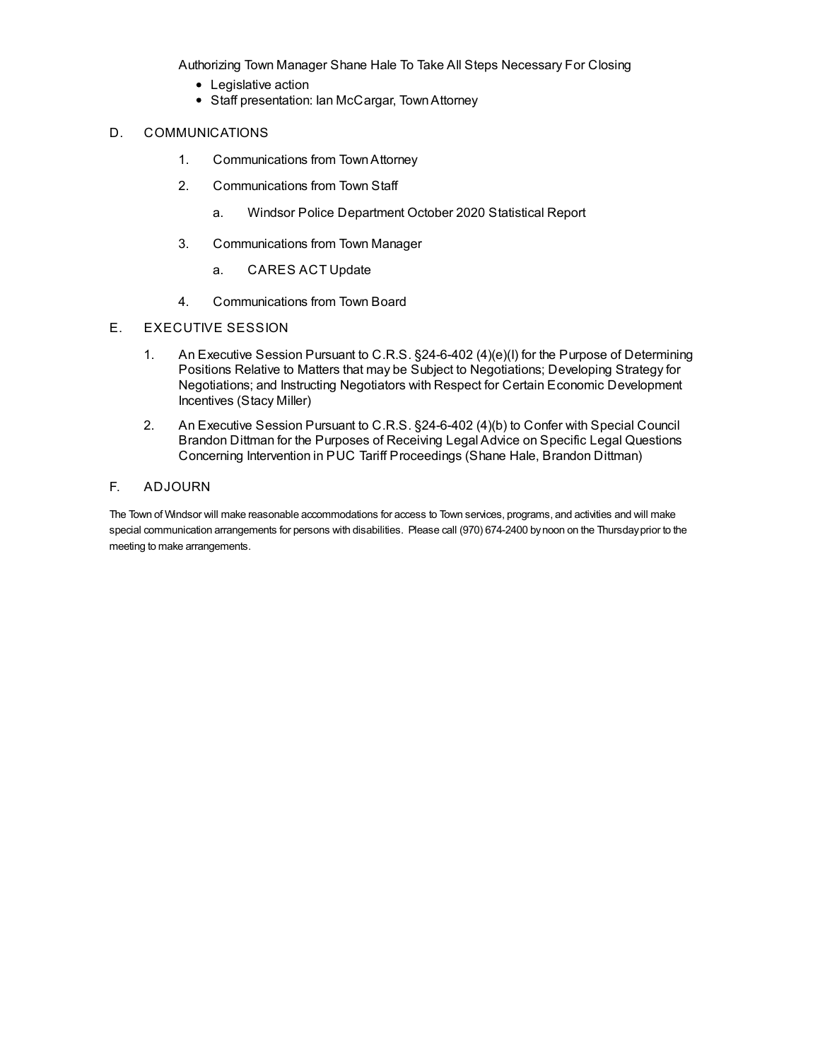Authorizing Town Manager Shane Hale To Take All Steps Necessary For Closing

- Legislative action
- Staff presentation: Ian McCargar, Town Attorney

## D. COMMUNICATIONS

1. Communications from Town Attorney
2. Communications from Town Staff
    a. Windsor Police Department October 2020 Statistical Report
3. Communications from Town Manager
    a. CARES ACT Update
4. Communications from Town Board

## E. EXECUTIVE SESSION

1. An Executive Session Pursuant to C.R.S. §24-6-402 (4)(e)(I) for the Purpose of Determining Positions Relative to Matters that may be Subject to Negotiations; Developing Strategy for Negotiations; and Instructing Negotiators with Respect for Certain Economic Development Incentives (Stacy Miller)
2. An Executive Session Pursuant to C.R.S. §24-6-402 (4)(b) to Confer with Special Council Brandon Dittman for the Purposes of Receiving Legal Advice on Specific Legal Questions Concerning Intervention in PUC Tariff Proceedings (Shane Hale, Brandon Dittman)

## F. ADJOURN

The Town of Windsor will make reasonable accommodations for access to Town services, programs, and activities and will make special communication arrangements for persons with disabilities. Please call (970) 674-2400 by noon on the Thursday prior to the meeting to make arrangements.